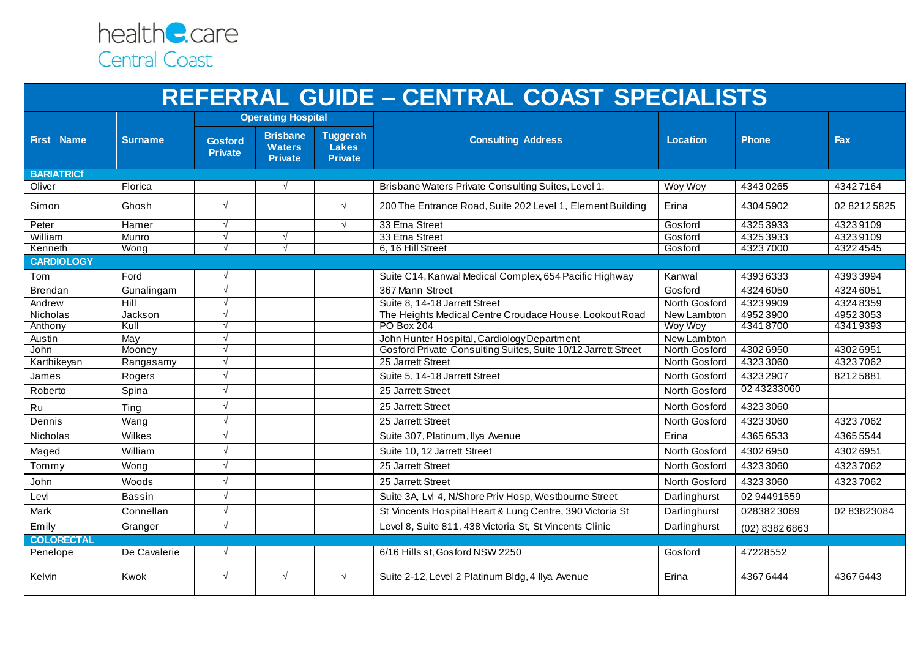health**e**.care
Central Coast

# REFERRAL GUIDE – CENTRAL COAST SPECIALISTS

| First Name | Surname | Operating Hospital | | | Consulting Address | Location | Phone | Fax |
|---|---|---|---|---|---|---|---|---|
| | | Gosford Private | Brisbane Waters Private | Tuggerah Lakes Private | | | | |
| **BARIATRICf** | | | | | | | | |
| Oliver | Florica | | √ | | Brisbane Waters Private Consulting Suites, Level 1, | Woy Woy | 4343 0265 | 4342 7164 |
| Simon | Ghosh | √ | | √ | 200 The Entrance Road, Suite 202 Level 1, Element Building | Erina | 4304 5902 | 02 8212 5825 |
| Peter | Hamer | √ | | √ | 33 Etna Street | Gosford | 4325 3933 | 4323 9109 |
| William | Munro | √ | √ | | 33 Etna Street | Gosford | 4325 3933 | 4323 9109 |
| Kenneth | Wong | √ | √ | | 6, 16 Hill Street | Gosford | 4323 7000 | 4322 4545 |
| **CARDIOLOGY** | | | | | | | | |
| Tom | Ford | √ | | | Suite C14, Kanwal Medical Complex, 654 Pacific Highway | Kanwal | 4393 6333 | 4393 3994 |
| Brendan | Gunalingam | √ | | | 367 Mann Street | Gosford | 4324 6050 | 4324 6051 |
| Andrew | Hill | √ | | | Suite 8, 14-18 Jarrett Street | North Gosford | 4323 9909 | 4324 8359 |
| Nicholas | Jackson | √ | | | The Heights Medical Centre Croudace House, Lookout Road | New Lambton | 4952 3900 | 4952 3053 |
| Anthony | Kull | √ | | | PO Box 204 | Woy Woy | 4341 8700 | 4341 9393 |
| Austin | May | √ | | | John Hunter Hospital, Cardiology Department | New Lambton | | |
| John | Mooney | √ | | | Gosford Private Consulting Suites, Suite 10/12 Jarrett Street | North Gosford | 4302 6950 | 4302 6951 |
| Karthikeyan | Rangasamy | √ | | | 25 Jarrett Street | North Gosford | 4323 3060 | 4323 7062 |
| James | Rogers | √ | | | Suite 5, 14-18 Jarrett Street | North Gosford | 4323 2907 | 8212 5881 |
| Roberto | Spina | √ | | | 25 Jarrett Street | North Gosford | 02 43233060 | |
| Ru | Ting | √ | | | 25 Jarrett Street | North Gosford | 4323 3060 | |
| Dennis | Wang | √ | | | 25 Jarrett Street | North Gosford | 4323 3060 | 4323 7062 |
| Nicholas | Wilkes | √ | | | Suite 307, Platinum, Ilya Avenue | Erina | 4365 6533 | 4365 5544 |
| Maged | William | √ | | | Suite 10, 12 Jarrett Street | North Gosford | 4302 6950 | 4302 6951 |
| Tommy | Wong | √ | | | 25 Jarrett Street | North Gosford | 4323 3060 | 4323 7062 |
| John | Woods | √ | | | 25 Jarrett Street | North Gosford | 4323 3060 | 4323 7062 |
| Levi | Bassin | √ | | | Suite 3A, Lvl 4, N/Shore Priv Hosp, Westbourne Street | Darlinghurst | 02 94491559 | |
| Mark | Connellan | √ | | | St Vincents Hospital Heart & Lung Centre, 390 Victoria St | Darlinghurst | 028382 3069 | 02 83823084 |
| Emily | Granger | √ | | | Level 8, Suite 811, 438 Victoria St, St Vincents Clinic | Darlinghurst | (02) 8382 6863 | |
| **COLORECTAL** | | | | | | | | |
| Penelope | De Cavalerie | √ | | | 6/16 Hills st, Gosford NSW 2250 | Gosford | 47228552 | |
| Kelvin | Kwok | √ | √ | √ | Suite 2-12, Level 2 Platinum Bldg, 4 Ilya Avenue | Erina | 4367 6444 | 4367 6443 |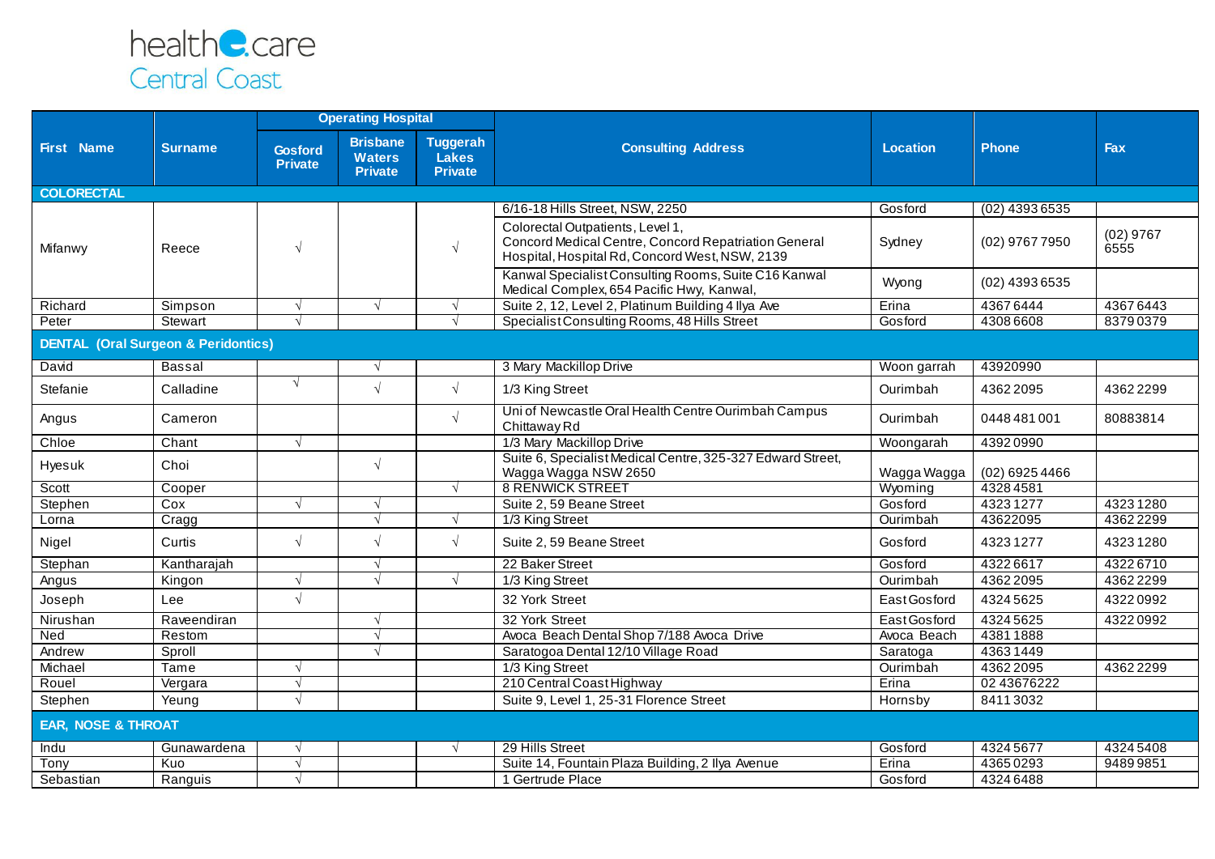**health**e.care
Central Coast

| First Name | Surname | Operating Hospital | | | Consulting Address | Location | Phone | Fax |
|---|---|---|---|---|---|---|---|---|
| | | Gosford Private | Brisbane Waters Private | Tuggerah Lakes Private | | | | |
| **COLORECTAL** | | | | | | | | |
| Mifanwy | Reece | √ | | √ | 6/16-18 Hills Street, NSW, 2250 | Gosford | (02) 4393 6535 | |
| | | | | | Colorectal Outpatients, Level 1, Concord Medical Centre, Concord Repatriation General Hospital, Hospital Rd, Concord West, NSW, 2139 | Sydney | (02) 9767 7950 | (02) 9767 6555 |
| | | | | | Kanwal Specialist Consulting Rooms, Suite C16 Kanwal Medical Complex, 654 Pacific Hwy, Kanwal, | Wyong | (02) 4393 6535 | |
| Richard | Simpson | √ | √ | √ | Suite 2, 12, Level 2, Platinum Building 4 Ilya Ave | Erina | 4367 6444 | 4367 6443 |
| Peter | Stewart | √ | | √ | Specialist Consulting Rooms, 48 Hills Street | Gosford | 4308 6608 | 8379 0379 |
| **DENTAL (Oral Surgeon & Peridontics)** | | | | | | | | |
| David | Bassal | | √ | | 3 Mary Mackillop Drive | Woon garrah | 43920990 | |
| Stefanie | Calladine | √ | √ | √ | 1/3 King Street | Ourimbah | 4362 2095 | 4362 2299 |
| Angus | Cameron | | | √ | Uni of Newcastle Oral Health Centre Ourimbah Campus Chittaway Rd | Ourimbah | 0448 481 001 | 80883814 |
| Chloe | Chant | √ | | | 1/3 Mary Mackillop Drive | Woongarah | 4392 0990 | |
| Hyesuk | Choi | | √ | | Suite 6, Specialist Medical Centre, 325-327 Edward Street, Wagga Wagga NSW 2650 | Wagga Wagga | (02) 6925 4466 | |
| Scott | Cooper | | | √ | 8 RENWICK STREET | Wyoming | 4328 4581 | |
| Stephen | Cox | √ | √ | | Suite 2, 59 Beane Street | Gosford | 4323 1277 | 4323 1280 |
| Lorna | Cragg | | √ | √ | 1/3 King Street | Ourimbah | 43622095 | 4362 2299 |
| Nigel | Curtis | √ | √ | √ | Suite 2, 59 Beane Street | Gosford | 4323 1277 | 4323 1280 |
| Stephan | Kantharajah | | √ | | 22 Baker Street | Gosford | 4322 6617 | 4322 6710 |
| Angus | Kingon | √ | √ | √ | 1/3 King Street | Ourimbah | 4362 2095 | 4362 2299 |
| Joseph | Lee | √ | | | 32 York Street | East Gosford | 4324 5625 | 4322 0992 |
| Nirushan | Raveendiran | | √ | | 32 York Street | East Gosford | 4324 5625 | 4322 0992 |
| Ned | Restom | | √ | | Avoca Beach Dental Shop 7/188 Avoca Drive | Avoca Beach | 4381 1888 | |
| Andrew | Sproll | | √ | | Saratogoa Dental 12/10 Village Road | Saratoga | 4363 1449 | |
| Michael | Tame | √ | | | 1/3 King Street | Ourimbah | 4362 2095 | 4362 2299 |
| Rouel | Vergara | √ | | | 210 Central Coast Highway | Erina | 02 43676222 | |
| Stephen | Yeung | √ | | | Suite 9, Level 1, 25-31 Florence Street | Hornsby | 8411 3032 | |
| **EAR, NOSE & THROAT** | | | | | | | | |
| Indu | Gunawardena | √ | | √ | 29 Hills Street | Gosford | 4324 5677 | 4324 5408 |
| Tony | Kuo | √ | | | Suite 14, Fountain Plaza Building, 2 Ilya Avenue | Erina | 4365 0293 | 9489 9851 |
| Sebastian | Ranguis | √ | | | 1 Gertrude Place | Gosford | 4324 6488 | |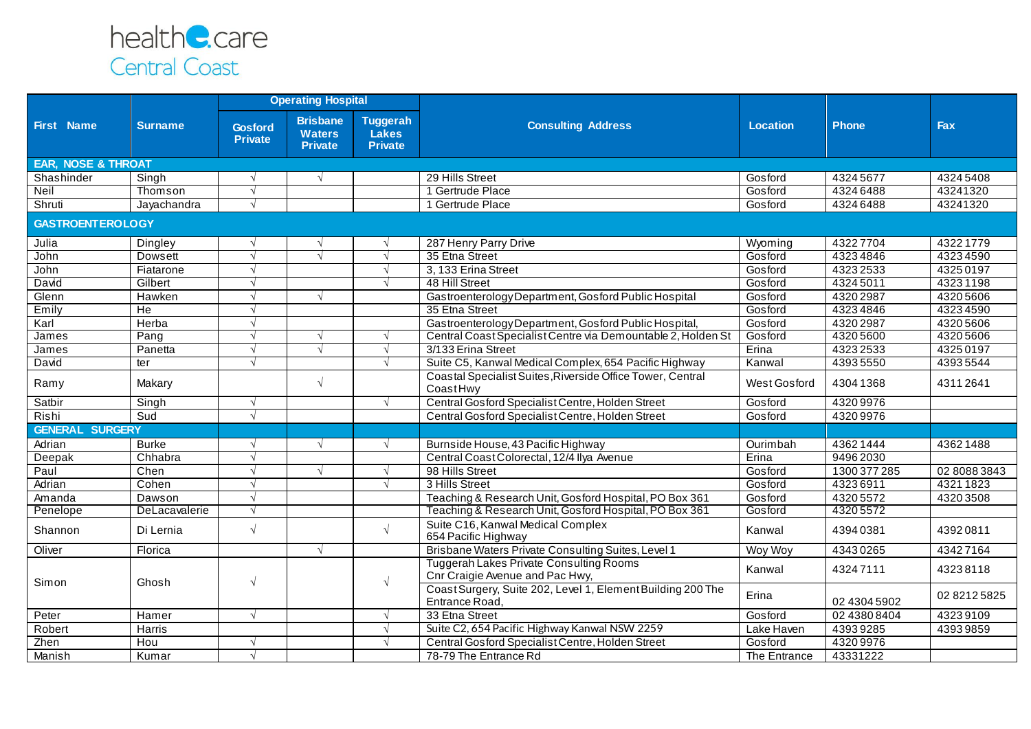healthe.care
Central Coast

| First Name | Surname | Operating Hospital | | | Consulting Address | Location | Phone | Fax |
|---|---|---|---|---|---|---|---|---|
| | | Gosford Private | Brisbane Waters Private | Tuggerah Lakes Private | | | | |
| **EAR, NOSE & THROAT** | | | | | | | | |
| Shashinder | Singh | √ | √ | | 29 Hills Street | Gosford | 4324 5677 | 4324 5408 |
| Neil | Thomson | √ | | | 1 Gertrude Place | Gosford | 4324 6488 | 43241320 |
| Shruti | Jayachandra | √ | | | 1 Gertrude Place | Gosford | 4324 6488 | 43241320 |
| **GASTROENTEROLOGY** | | | | | | | | |
| Julia | Dingley | √ | √ | √ | 287 Henry Parry Drive | Wyoming | 4322 7704 | 4322 1779 |
| John | Dowsett | √ | √ | √ | 35 Etna Street | Gosford | 4323 4846 | 4323 4590 |
| John | Fiatarone | √ | | √ | 3, 133 Erina Street | Gosford | 4323 2533 | 4325 0197 |
| David | Gilbert | √ | | √ | 48 Hill Street | Gosford | 4324 5011 | 4323 1198 |
| Glenn | Hawken | √ | √ | | Gastroenterology Department, Gosford Public Hospital | Gosford | 4320 2987 | 4320 5606 |
| Emily | He | √ | | | 35 Etna Street | Gosford | 4323 4846 | 4323 4590 |
| Karl | Herba | √ | | | Gastroenterology Department, Gosford Public Hospital, | Gosford | 4320 2987 | 4320 5606 |
| James | Pang | √ | √ | √ | Central Coast Specialist Centre via Demountable 2, Holden St | Gosford | 4320 5600 | 4320 5606 |
| James | Panetta | √ | √ | √ | 3/133 Erina Street | Erina | 4323 2533 | 4325 0197 |
| David | ter | √ | | √ | Suite C5, Kanwal Medical Complex, 654 Pacific Highway | Kanwal | 4393 5550 | 4393 5544 |
| Ramy | Makary | | √ | | Coastal Specialist Suites, Riverside Office Tower, Central Coast Hwy | West Gosford | 4304 1368 | 4311 2641 |
| Satbir | Singh | √ | | √ | Central Gosford Specialist Centre, Holden Street | Gosford | 4320 9976 | |
| Rishi | Sud | √ | | | Central Gosford Specialist Centre, Holden Street | Gosford | 4320 9976 | |
| **GENERAL SURGERY** | | | | | | | | |
| Adrian | Burke | √ | √ | √ | Burnside House, 43 Pacific Highway | Ourimbah | 4362 1444 | 4362 1488 |
| Deepak | Chhabra | √ | | | Central Coast Colorectal, 12/4 Ilya Avenue | Erina | 9496 2030 | |
| Paul | Chen | √ | √ | √ | 98 Hills Street | Gosford | 1300 377 285 | 02 8088 3843 |
| Adrian | Cohen | √ | | √ | 3 Hills Street | Gosford | 4323 6911 | 4321 1823 |
| Amanda | Dawson | √ | | | Teaching & Research Unit, Gosford Hospital, PO Box 361 | Gosford | 4320 5572 | 4320 3508 |
| Penelope | DeLacavalerie | √ | | | Teaching & Research Unit, Gosford Hospital, PO Box 361 | Gosford | 4320 5572 | |
| Shannon | Di Lernia | √ | | √ | Suite C16, Kanwal Medical Complex 654 Pacific Highway | Kanwal | 4394 0381 | 4392 0811 |
| Oliver | Florica | | √ | | Brisbane Waters Private Consulting Suites, Level 1 | Woy Woy | 4343 0265 | 4342 7164 |
| Simon | Ghosh | √ | | √ | Tuggerah Lakes Private Consulting Rooms Cnr Craigie Avenue and Pac Hwy, | Kanwal | 4324 7111 | 4323 8118 |
| | | | | | Coast Surgery, Suite 202, Level 1, Element Building 200 The Entrance Road, | Erina | 02 4304 5902 | 02 8212 5825 |
| Peter | Hamer | √ | | √ | 33 Etna Street | Gosford | 02 4380 8404 | 4323 9109 |
| Robert | Harris | | | √ | Suite C2, 654 Pacific Highway Kanwal NSW 2259 | Lake Haven | 4393 9285 | 4393 9859 |
| Zhen | Hou | √ | | √ | Central Gosford Specialist Centre, Holden Street | Gosford | 4320 9976 | |
| Manish | Kumar | √ | | | 78-79 The Entrance Rd | The Entrance | 43331222 | |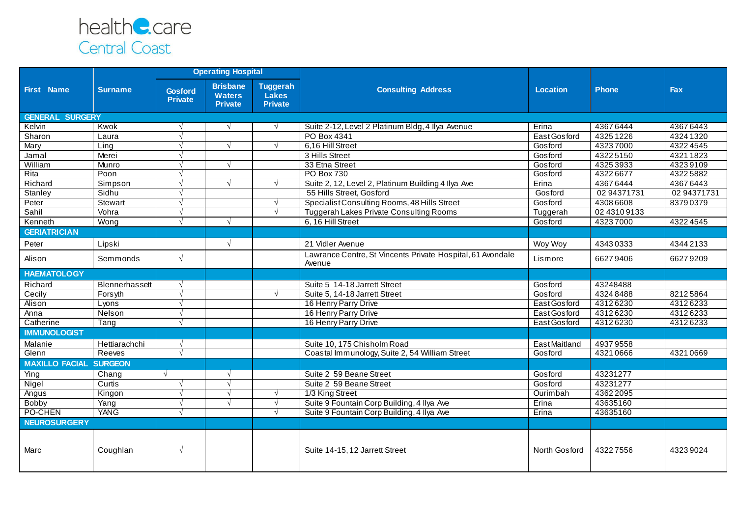healthe.care
Central Coast

| First Name | Surname | Operating Hospital | | | Consulting Address | Location | Phone | Fax |
|---|---|---|---|---|---|---|---|---|
| | | Gosford Private | Brisbane Waters Private | Tuggerah Lakes Private | | | | |
| **GENERAL SURGERY** | | | | | | | | |
| Kelvin | Kwok | √ | √ | √ | Suite 2-12, Level 2 Platinum Bldg, 4 Ilya Avenue | Erina | 4367 6444 | 4367 6443 |
| Sharon | Laura | √ | | | PO Box 4341 | East Gosford | 4325 1226 | 4324 1320 |
| Mary | Ling | √ | √ | √ | 6,16 Hill Street | Gosford | 4323 7000 | 4322 4545 |
| Jamal | Merei | √ | | | 3 Hills Street | Gosford | 4322 5150 | 4321 1823 |
| William | Munro | √ | √ | | 33 Etna Street | Gosford | 4325 3933 | 4323 9109 |
| Rita | Poon | √ | | | PO Box 730 | Gosford | 4322 6677 | 4322 5882 |
| Richard | Simpson | √ | √ | √ | Suite 2, 12, Level 2, Platinum Building 4 Ilya Ave | Erina | 4367 6444 | 4367 6443 |
| Stanley | Sidhu | √ | | | 55 Hills Street, Gosford | Gosford | 02 94371731 | 02 94371731 |
| Peter | Stewart | √ | | √ | Specialist Consulting Rooms, 48 Hills Street | Gosford | 4308 6608 | 8379 0379 |
| Sahil | Vohra | √ | | √ | Tuggerah Lakes Private Consulting Rooms | Tuggerah | 02 4310 9133 | |
| Kenneth | Wong | √ | √ | | 6, 16 Hill Street | Gosford | 4323 7000 | 4322 4545 |
| **GERIATRICIAN** | | | | | | | | |
| Peter | Lipski | | √ | | 21 Vidler Avenue | Woy Woy | 4343 0333 | 4344 2133 |
| Alison | Semmonds | √ | | | Lawrance Centre, St Vincents Private Hospital, 61 Avondale Avenue | Lismore | 6627 9406 | 6627 9209 |
| **HAEMATOLOGY** | | | | | | | | |
| Richard | Blennerhassett | √ | | | Suite 5 14-18 Jarrett Street | Gosford | 43248488 | |
| Cecily | Forsyth | √ | | √ | Suite 5, 14-18 Jarrett Street | Gosford | 4324 8488 | 8212 5864 |
| Alison | Lyons | √ | | | 16 Henry Parry Drive | East Gosford | 4312 6230 | 4312 6233 |
| Anna | Nelson | √ | | | 16 Henry Parry Drive | East Gosford | 4312 6230 | 4312 6233 |
| Catherine | Tang | √ | | | 16 Henry Parry Drive | East Gosford | 4312 6230 | 4312 6233 |
| **IMMUNOLOGIST** | | | | | | | | |
| Malanie | Hettiarachchi | √ | | | Suite 10, 175 Chisholm Road | East Maitland | 4937 9558 | |
| Glenn | Reeves | √ | | | Coastal Immunology, Suite 2, 54 William Street | Gosford | 4321 0666 | 4321 0669 |
| **MAXILLO FACIAL SURGEON** | | | | | | | | |
| Ying | Chang | √ | √ | | Suite 2 59 Beane Street | Gosford | 43231277 | |
| Nigel | Curtis | √ | √ | | Suite 2 59 Beane Street | Gosford | 43231277 | |
| Angus | Kingon | √ | √ | √ | 1/3 King Street | Ourimbah | 4362 2095 | |
| Bobby | Yang | √ | √ | √ | Suite 9 Fountain Corp Building, 4 Ilya Ave | Erina | 43635160 | |
| PO-CHEN | YANG | √ | | √ | Suite 9 Fountain Corp Building, 4 Ilya Ave | Erina | 43635160 | |
| **NEUROSURGERY** | | | | | | | | |
| Marc | Coughlan | √ | | | Suite 14-15, 12 Jarrett Street | North Gosford | 4322 7556 | 4323 9024 |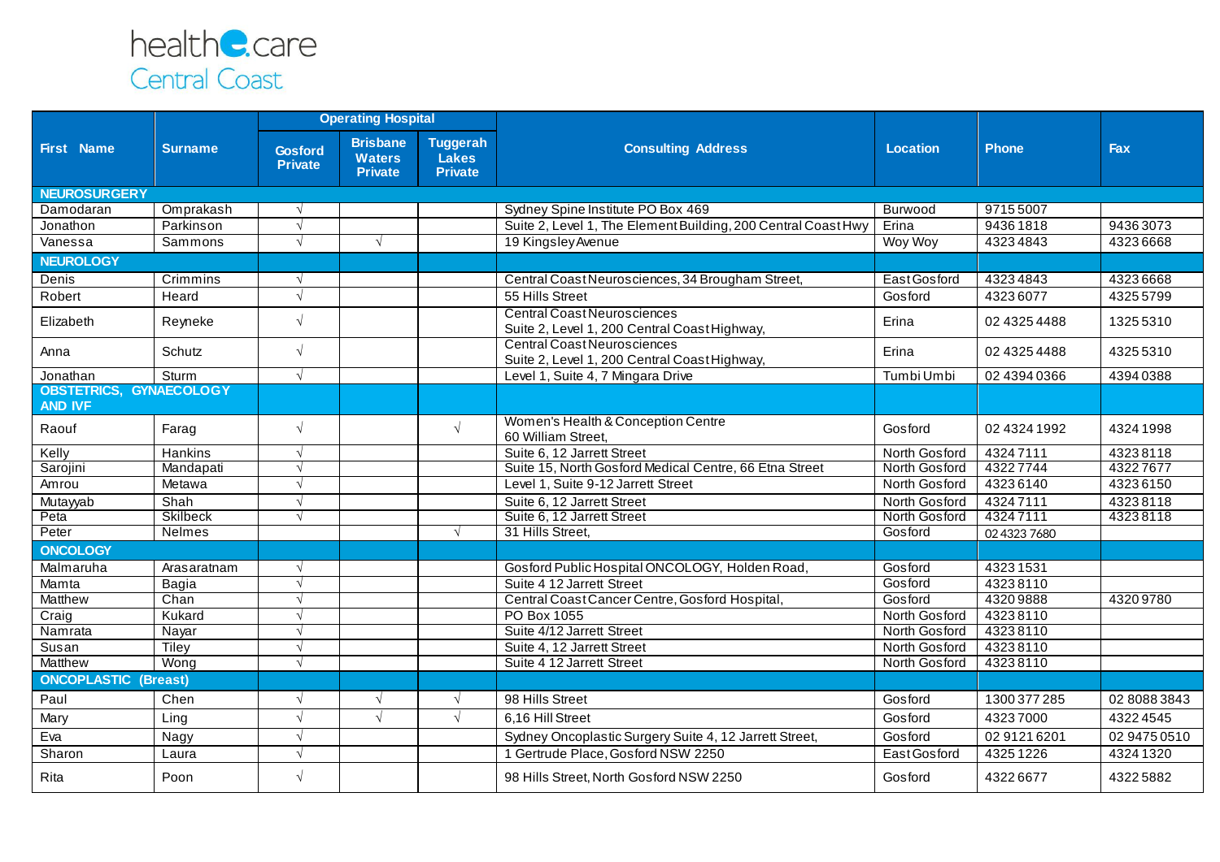health care
Central Coast

| First Name | Surname | Operating Hospital | | | Consulting Address | Location | Phone | Fax |
|---|---|---|---|---|---|---|---|---|
| | | Gosford Private | Brisbane Waters Private | Tuggerah Lakes Private | | | | |
| **NEUROSURGERY** | | | | | | | | |
| Damodaran | Omprakash | √ | | | Sydney Spine Institute PO Box 469 | Burwood | 9715 5007 | |
| Jonathon | Parkinson | √ | | | Suite 2, Level 1, The Element Building, 200 Central Coast Hwy | Erina | 9436 1818 | 9436 3073 |
| Vanessa | Sammons | √ | √ | | 19 Kingsley Avenue | Woy Woy | 4323 4843 | 4323 6668 |
| **NEUROLOGY** | | | | | | | | |
| Denis | Crimmins | √ | | | Central Coast Neurosciences, 34 Brougham Street, | East Gosford | 4323 4843 | 4323 6668 |
| Robert | Heard | √ | | | 55 Hills Street | Gosford | 4323 6077 | 4325 5799 |
| Elizabeth | Reyneke | √ | | | Central Coast Neurosciences Suite 2, Level 1, 200 Central Coast Highway, | Erina | 02 4325 4488 | 1325 5310 |
| Anna | Schutz | √ | | | Central Coast Neurosciences Suite 2, Level 1, 200 Central Coast Highway, | Erina | 02 4325 4488 | 4325 5310 |
| Jonathan | Sturm | √ | | | Level 1, Suite 4, 7 Mingara Drive | Tumbi Umbi | 02 4394 0366 | 4394 0388 |
| **OBSTETRICS, GYNAECOLOGY AND IVF** | | | | | | | | |
| Raouf | Farag | √ | | √ | Women's Health & Conception Centre 60 William Street, | Gosford | 02 4324 1992 | 4324 1998 |
| Kelly | Hankins | √ | | | Suite 6, 12 Jarrett Street | North Gosford | 4324 7111 | 4323 8118 |
| Sarojini | Mandapati | √ | | | Suite 15, North Gosford Medical Centre, 66 Etna Street | North Gosford | 4322 7744 | 4322 7677 |
| Amrou | Metawa | √ | | | Level 1, Suite 9-12 Jarrett Street | North Gosford | 4323 6140 | 4323 6150 |
| Mutayyab | Shah | √ | | | Suite 6, 12 Jarrett Street | North Gosford | 4324 7111 | 4323 8118 |
| Peta | Skilbeck | √ | | | Suite 6, 12 Jarrett Street | North Gosford | 4324 7111 | 4323 8118 |
| Peter | Nelmes | | | √ | 31 Hills Street, | Gosford | 02 4323 7680 | |
| **ONCOLOGY** | | | | | | | | |
| Malmaruha | Arasaratnam | √ | | | Gosford Public Hospital ONCOLOGY, Holden Road, | Gosford | 4323 1531 | |
| Mamta | Bagia | √ | | | Suite 4 12 Jarrett Street | Gosford | 4323 8110 | |
| Matthew | Chan | √ | | | Central Coast Cancer Centre, Gosford Hospital, | Gosford | 4320 9888 | 4320 9780 |
| Craig | Kukard | √ | | | PO Box 1055 | North Gosford | 4323 8110 | |
| Namrata | Nayar | √ | | | Suite 4/12 Jarrett Street | North Gosford | 4323 8110 | |
| Susan | Tiley | √ | | | Suite 4, 12 Jarrett Street | North Gosford | 4323 8110 | |
| Matthew | Wong | √ | | | Suite 4 12 Jarrett Street | North Gosford | 4323 8110 | |
| **ONCOPLASTIC (Breast)** | | | | | | | | |
| Paul | Chen | √ | √ | √ | 98 Hills Street | Gosford | 1300 377 285 | 02 8088 3843 |
| Mary | Ling | √ | √ | √ | 6,16 Hill Street | Gosford | 4323 7000 | 4322 4545 |
| Eva | Nagy | √ | | | Sydney Oncoplastic Surgery Suite 4, 12 Jarrett Street, | Gosford | 02 9121 6201 | 02 9475 0510 |
| Sharon | Laura | √ | | | 1 Gertrude Place, Gosford NSW 2250 | East Gosford | 4325 1226 | 4324 1320 |
| Rita | Poon | √ | | | 98 Hills Street, North Gosford NSW 2250 | Gosford | 4322 6677 | 4322 5882 |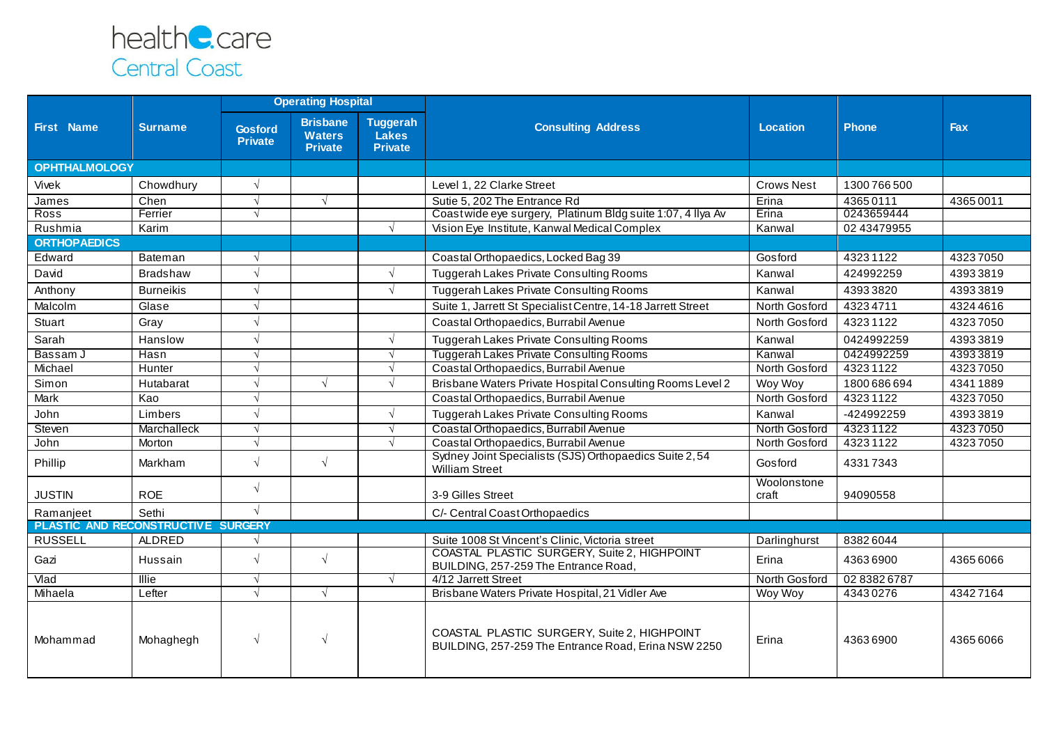health**e**.care
Central Coast

| First Name | Surname | Operating Hospital | | | Consulting Address | Location | Phone | Fax |
|---|---|---|---|---|---|---|---|---|
| | | Gosford Private | Brisbane Waters Private | Tuggerah Lakes Private | | | | |
| **OPHTHALMOLOGY** | | | | | | | | |
| Vivek | Chowdhury | √ | | | Level 1, 22 Clarke Street | Crows Nest | 1300 766 500 | |
| James | Chen | √ | √ | | Sutie 5, 202 The Entrance Rd | Erina | 4365 0111 | 4365 0011 |
| Ross | Ferrier | √ | | | Coastwide eye surgery, Platinum Bldg suite 1:07, 4 Ilya Av | Erina | 0243659444 | |
| Rushmia | Karim | | | √ | Vision Eye Institute, Kanwal Medical Complex | Kanwal | 02 43479955 | |
| **ORTHOPAEDICS** | | | | | | | | |
| Edward | Bateman | √ | | | Coastal Orthopaedics, Locked Bag 39 | Gosford | 4323 1122 | 4323 7050 |
| David | Bradshaw | √ | | √ | Tuggerah Lakes Private Consulting Rooms | Kanwal | 424992259 | 4393 3819 |
| Anthony | Burneikis | √ | | √ | Tuggerah Lakes Private Consulting Rooms | Kanwal | 4393 3820 | 4393 3819 |
| Malcolm | Glase | √ | | | Suite 1, Jarrett St Specialist Centre, 14-18 Jarrett Street | North Gosford | 4323 4711 | 4324 4616 |
| Stuart | Gray | √ | | | Coastal Orthopaedics, Burrabil Avenue | North Gosford | 4323 1122 | 4323 7050 |
| Sarah | Hanslow | √ | | √ | Tuggerah Lakes Private Consulting Rooms | Kanwal | 0424992259 | 4393 3819 |
| Bassam J | Hasn | √ | | √ | Tuggerah Lakes Private Consulting Rooms | Kanwal | 0424992259 | 4393 3819 |
| Michael | Hunter | √ | | √ | Coastal Orthopaedics, Burrabil Avenue | North Gosford | 4323 1122 | 4323 7050 |
| Simon | Hutabarat | √ | √ | √ | Brisbane Waters Private Hospital Consulting Rooms Level 2 | Woy Woy | 1800 686 694 | 4341 1889 |
| Mark | Kao | √ | | | Coastal Orthopaedics, Burrabil Avenue | North Gosford | 4323 1122 | 4323 7050 |
| John | Limbers | √ | | √ | Tuggerah Lakes Private Consulting Rooms | Kanwal | -424992259 | 4393 3819 |
| Steven | Marchalleck | √ | | √ | Coastal Orthopaedics, Burrabil Avenue | North Gosford | 4323 1122 | 4323 7050 |
| John | Morton | √ | | √ | Coastal Orthopaedics, Burrabil Avenue | North Gosford | 4323 1122 | 4323 7050 |
| Phillip | Markham | √ | √ | | Sydney Joint Specialists (SJS) Orthopaedics Suite 2, 54 William Street | Gosford | 4331 7343 | |
| JUSTIN | ROE | √ | | | 3-9 Gilles Street | Woolonstone craft | 94090558 | |
| Ramanjeet | Sethi | √ | | | C/- Central Coast Orthopaedics | | | |
| **PLASTIC AND RECONSTRUCTIVE SURGERY** | | | | | | | | |
| RUSSELL | ALDRED | √ | | | Suite 1008 St Vincent's Clinic, Victoria street | Darlinghurst | 8382 6044 | |
| Gazi | Hussain | √ | √ | | COASTAL PLASTIC SURGERY, Suite 2, HIGHPOINT BUILDING, 257-259 The Entrance Road, | Erina | 4363 6900 | 4365 6066 |
| Vlad | Illie | √ | | √ | 4/12 Jarrett Street | North Gosford | 02 8382 6787 | |
| Mihaela | Lefter | √ | √ | | Brisbane Waters Private Hospital, 21 Vidler Ave | Woy Woy | 4343 0276 | 4342 7164 |
| Mohammad | Mohaghegh | √ | √ | | COASTAL PLASTIC SURGERY, Suite 2, HIGHPOINT BUILDING, 257-259 The Entrance Road, Erina NSW 2250 | Erina | 4363 6900 | 4365 6066 |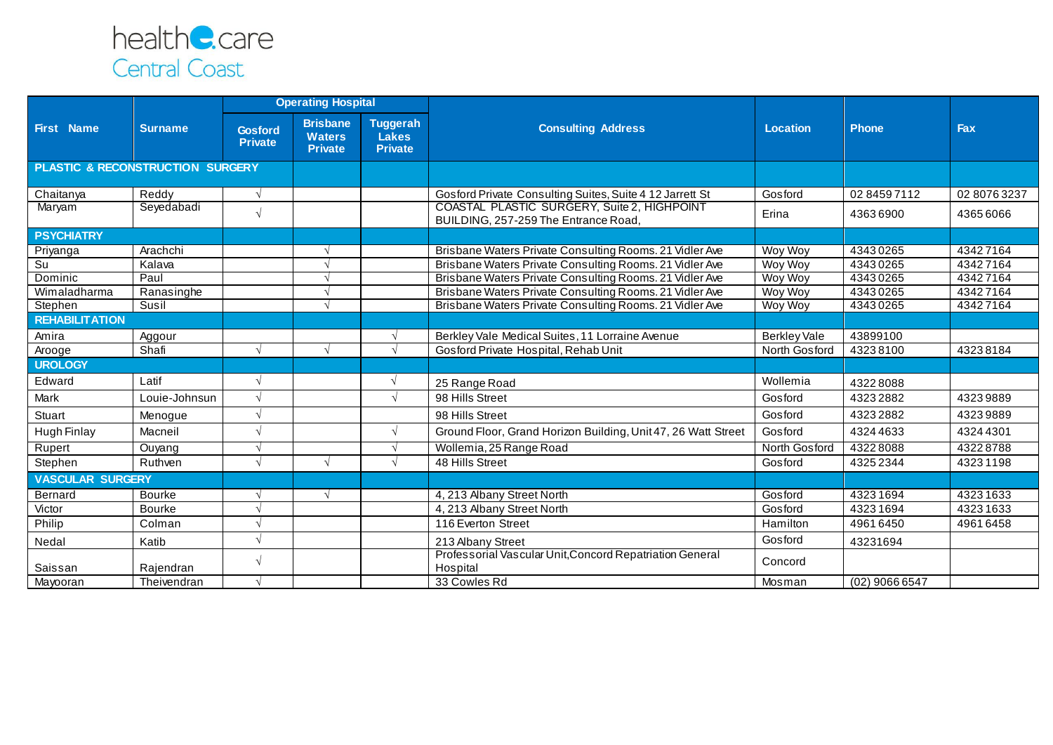health**e**.care
Central Coast

| First Name | Surname | Operating Hospital | | | Consulting Address | Location | Phone | Fax |
|---|---|---|---|---|---|---|---|---|
| | | Gosford Private | Brisbane Waters Private | Tuggerah Lakes Private | | | | |
| **PLASTIC & RECONSTRUCTION SURGERY** | | | | | | | | |
| Chaitanya | Reddy | √ | | | Gosford Private Consulting Suites, Suite 4 12 Jarrett St | Gosford | 02 8459 7112 | 02 8076 3237 |
| Maryam | Seyedabadi | √ | | | COASTAL PLASTIC SURGERY, Suite 2, HIGHPOINT BUILDING, 257-259 The Entrance Road, | Erina | 4363 6900 | 4365 6066 |
| **PSYCHIATRY** | | | | | | | | |
| Priyanga | Arachchi | | √ | | Brisbane Waters Private Consulting Rooms. 21 Vidler Ave | Woy Woy | 4343 0265 | 4342 7164 |
| Su | Kalava | | √ | | Brisbane Waters Private Consulting Rooms. 21 Vidler Ave | Woy Woy | 4343 0265 | 4342 7164 |
| Dominic | Paul | | √ | | Brisbane Waters Private Consulting Rooms. 21 Vidler Ave | Woy Woy | 4343 0265 | 4342 7164 |
| Wimaladharma | Ranasinghe | | √ | | Brisbane Waters Private Consulting Rooms. 21 Vidler Ave | Woy Woy | 4343 0265 | 4342 7164 |
| Stephen | Susil | | √ | | Brisbane Waters Private Consulting Rooms. 21 Vidler Ave | Woy Woy | 4343 0265 | 4342 7164 |
| **REHABILITATION** | | | | | | | | |
| Amira | Aggour | | | √ | Berkley Vale Medical Suites, 11 Lorraine Avenue | Berkley Vale | 43899100 | |
| Arooge | Shafi | √ | √ | √ | Gosford Private Hospital, Rehab Unit | North Gosford | 4323 8100 | 4323 8184 |
| **UROLOGY** | | | | | | | | |
| Edward | Latif | √ | | √ | 25 Range Road | Wollemia | 4322 8088 | |
| Mark | Louie-Johnsun | √ | | √ | 98 Hills Street | Gosford | 4323 2882 | 4323 9889 |
| Stuart | Menogue | √ | | | 98 Hills Street | Gosford | 4323 2882 | 4323 9889 |
| Hugh Finlay | Macneil | √ | | √ | Ground Floor, Grand Horizon Building, Unit 47, 26 Watt Street | Gosford | 4324 4633 | 4324 4301 |
| Rupert | Ouyang | √ | | √ | Wollemia, 25 Range Road | North Gosford | 4322 8088 | 4322 8788 |
| Stephen | Ruthven | √ | √ | √ | 48 Hills Street | Gosford | 4325 2344 | 4323 1198 |
| **VASCULAR SURGERY** | | | | | | | | |
| Bernard | Bourke | √ | √ | | 4, 213 Albany Street North | Gosford | 4323 1694 | 4323 1633 |
| Victor | Bourke | √ | | | 4, 213 Albany Street North | Gosford | 4323 1694 | 4323 1633 |
| Philip | Colman | √ | | | 116 Everton Street | Hamilton | 4961 6450 | 4961 6458 |
| Nedal | Katib | √ | | | 213 Albany Street | Gosford | 43231694 | |
| Saissan | Rajendran | √ | | | Professorial Vascular Unit,Concord Repatriation General Hospital | Concord | | |
| Mayooran | Theivendran | √ | | | 33 Cowles Rd | Mosman | (02) 9066 6547 | |